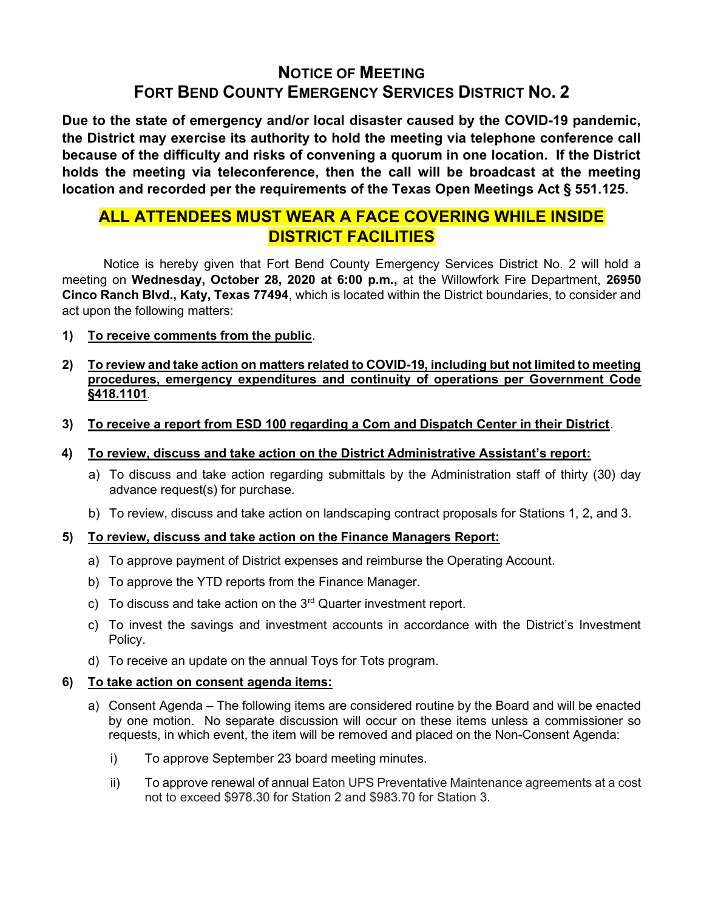# NOTICE OF MEETING
# FORT BEND COUNTY EMERGENCY SERVICES DISTRICT NO. 2

**Due to the state of emergency and/or local disaster caused by the COVID-19 pandemic, the District may exercise its authority to hold the meeting via telephone conference call because of the difficulty and risks of convening a quorum in one location. If the District holds the meeting via teleconference, then the call will be broadcast at the meeting location and recorded per the requirements of the Texas Open Meetings Act § 551.125.**

## ALL ATTENDEES MUST WEAR A FACE COVERING WHILE INSIDE DISTRICT FACILITIES

Notice is hereby given that Fort Bend County Emergency Services District No. 2 will hold a meeting on **Wednesday, October 28, 2020 at 6:00 p.m.,** at the Willowfork Fire Department, **26950 Cinco Ranch Blvd., Katy, Texas 77494**, which is located within the District boundaries, to consider and act upon the following matters:

1) **To receive comments from the public**.

2) **To review and take action on matters related to COVID-19, including but not limited to meeting procedures, emergency expenditures and continuity of operations per Government Code §418.1101**.

3) **To receive a report from ESD 100 regarding a Com and Dispatch Center in their District**.

4) **To review, discuss and take action on the District Administrative Assistant's report:**
   a) To discuss and take action regarding submittals by the Administration staff of thirty (30) day advance request(s) for purchase.
   b) To review, discuss and take action on landscaping contract proposals for Stations 1, 2, and 3.

5) **To review, discuss and take action on the Finance Managers Report:**
   a) To approve payment of District expenses and reimburse the Operating Account.
   b) To approve the YTD reports from the Finance Manager.
   c) To discuss and take action on the 3rd Quarter investment report.
   c) To invest the savings and investment accounts in accordance with the District's Investment Policy.
   d) To receive an update on the annual Toys for Tots program.

6) **To take action on consent agenda items:**
   a) Consent Agenda – The following items are considered routine by the Board and will be enacted by one motion. No separate discussion will occur on these items unless a commissioner so requests, in which event, the item will be removed and placed on the Non-Consent Agenda:
      i) To approve September 23 board meeting minutes.
      ii) To approve renewal of annual Eaton UPS Preventative Maintenance agreements at a cost not to exceed $978.30 for Station 2 and $983.70 for Station 3.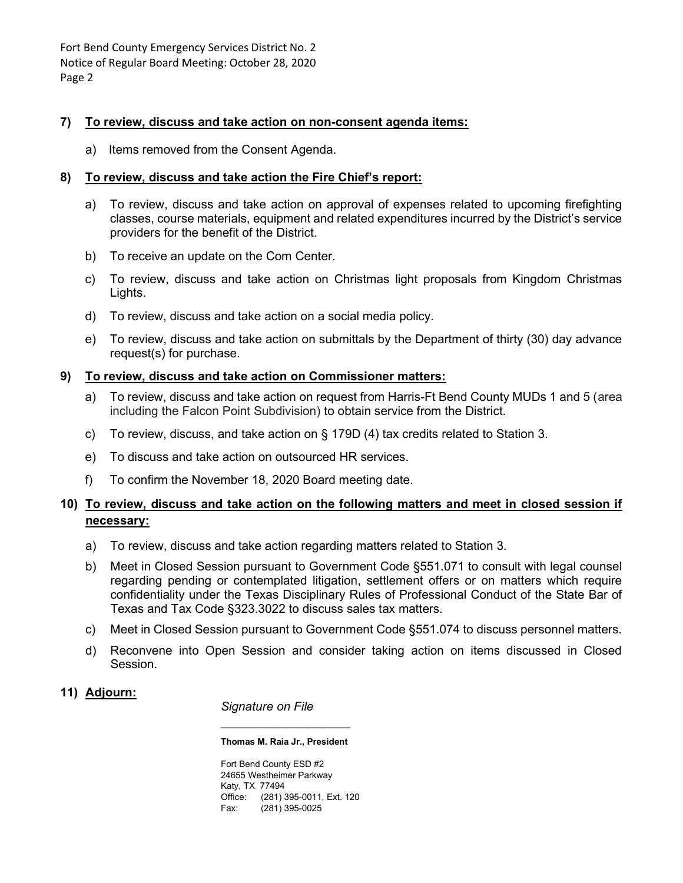**7) To review, discuss and take action on non-consent agenda items:**

a) Items removed from the Consent Agenda.

**8) To review, discuss and take action the Fire Chief's report:**

a) To review, discuss and take action on approval of expenses related to upcoming firefighting classes, course materials, equipment and related expenditures incurred by the District's service providers for the benefit of the District.

b) To receive an update on the Com Center.

c) To review, discuss and take action on Christmas light proposals from Kingdom Christmas Lights.

d) To review, discuss and take action on a social media policy.

e) To review, discuss and take action on submittals by the Department of thirty (30) day advance request(s) for purchase.

**9) To review, discuss and take action on Commissioner matters:**

a) To review, discuss and take action on request from Harris-Ft Bend County MUDs 1 and 5 (area including the Falcon Point Subdivision) to obtain service from the District.

c) To review, discuss, and take action on § 179D (4) tax credits related to Station 3.

e) To discuss and take action on outsourced HR services.

f) To confirm the November 18, 2020 Board meeting date.

**10) To review, discuss and take action on the following matters and meet in closed session if necessary:**

a) To review, discuss and take action regarding matters related to Station 3.

b) Meet in Closed Session pursuant to Government Code §551.071 to consult with legal counsel regarding pending or contemplated litigation, settlement offers or on matters which require confidentiality under the Texas Disciplinary Rules of Professional Conduct of the State Bar of Texas and Tax Code §323.3022 to discuss sales tax matters.

c) Meet in Closed Session pursuant to Government Code §551.074 to discuss personnel matters.

d) Reconvene into Open Session and consider taking action on items discussed in Closed Session.

**11) Adjourn:**

*Signature on File*

**Thomas M. Raia Jr., President**

Fort Bend County ESD #2
24655 Westheimer Parkway
Katy, TX 77494
Office: (281) 395-0011, Ext. 120
Fax: (281) 395-0025